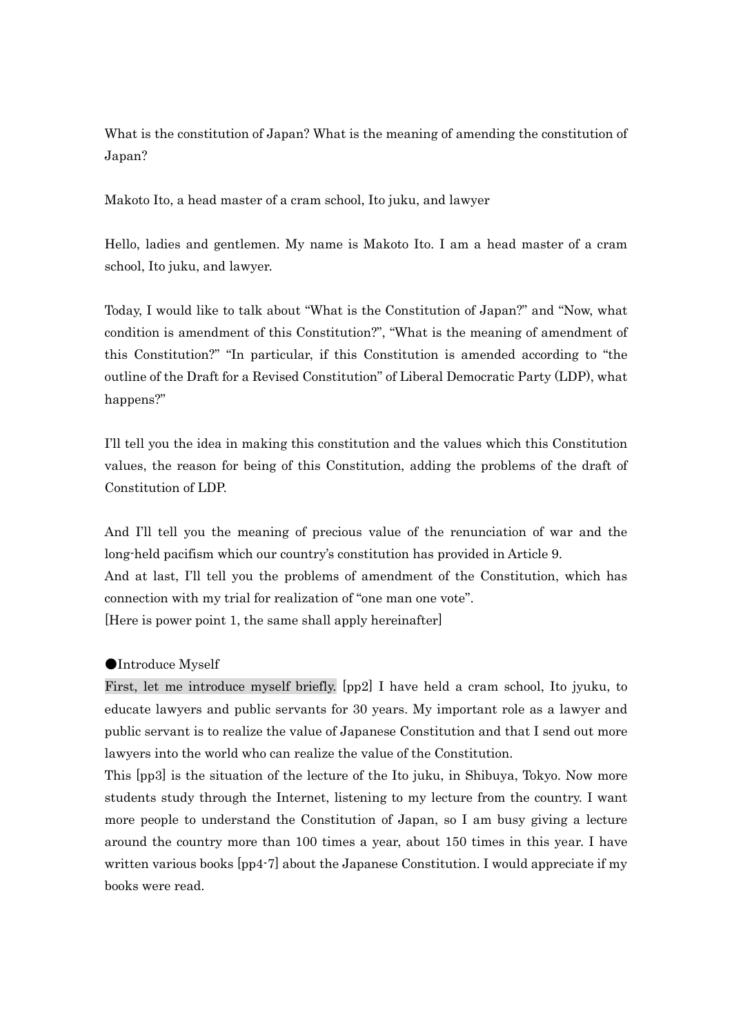What is the constitution of Japan? What is the meaning of amending the constitution of Japan?

Makoto Ito, a head master of a cram school, Ito juku, and lawyer

Hello, ladies and gentlemen. My name is Makoto Ito. I am a head master of a cram school, Ito juku, and lawyer.

Today, I would like to talk about "What is the Constitution of Japan?" and "Now, what condition is amendment of this Constitution?", "What is the meaning of amendment of this Constitution?" "In particular, if this Constitution is amended according to "the outline of the Draft for a Revised Constitution" of Liberal Democratic Party (LDP), what happens?"

I'll tell you the idea in making this constitution and the values which this Constitution values, the reason for being of this Constitution, adding the problems of the draft of Constitution of LDP.

And I'll tell you the meaning of precious value of the renunciation of war and the long-held pacifism which our country's constitution has provided in Article 9.
And at last, I'll tell you the problems of amendment of the Constitution, which has connection with my trial for realization of "one man one vote".
[Here is power point 1, the same shall apply hereinafter]

●Introduce Myself

First, let me introduce myself briefly. [pp2] I have held a cram school, Ito jyuku, to educate lawyers and public servants for 30 years. My important role as a lawyer and public servant is to realize the value of Japanese Constitution and that I send out more lawyers into the world who can realize the value of the Constitution.
This [pp3] is the situation of the lecture of the Ito juku, in Shibuya, Tokyo. Now more students study through the Internet, listening to my lecture from the country. I want more people to understand the Constitution of Japan, so I am busy giving a lecture around the country more than 100 times a year, about 150 times in this year. I have written various books [pp4-7] about the Japanese Constitution. I would appreciate if my books were read.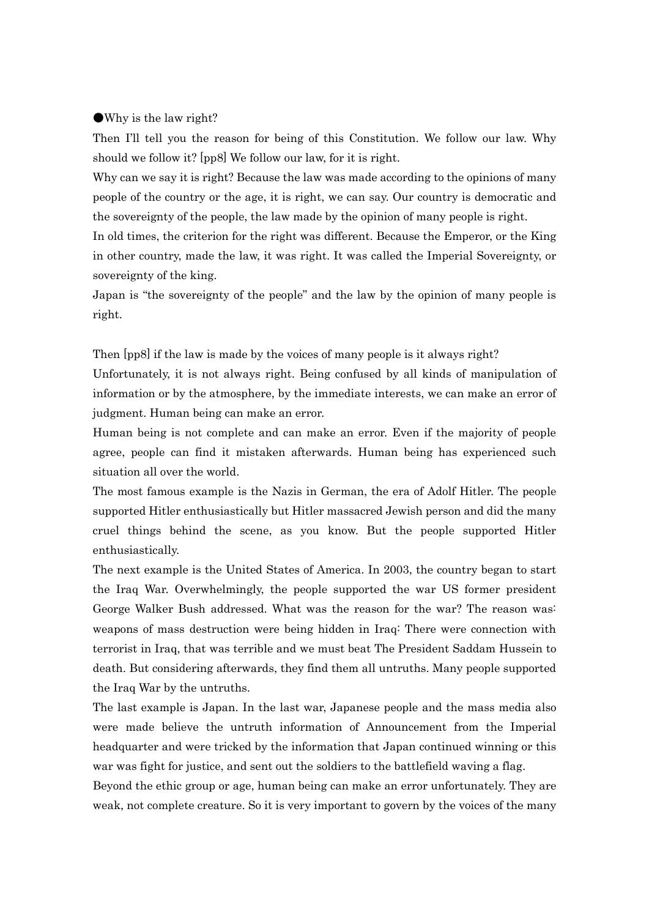●Why is the law right?

Then I'll tell you the reason for being of this Constitution. We follow our law. Why should we follow it? [pp8] We follow our law, for it is right.

Why can we say it is right? Because the law was made according to the opinions of many people of the country or the age, it is right, we can say. Our country is democratic and the sovereignty of the people, the law made by the opinion of many people is right.

In old times, the criterion for the right was different. Because the Emperor, or the King in other country, made the law, it was right. It was called the Imperial Sovereignty, or sovereignty of the king.

Japan is "the sovereignty of the people" and the law by the opinion of many people is right.

Then [pp8] if the law is made by the voices of many people is it always right?

Unfortunately, it is not always right. Being confused by all kinds of manipulation of information or by the atmosphere, by the immediate interests, we can make an error of judgment. Human being can make an error.

Human being is not complete and can make an error. Even if the majority of people agree, people can find it mistaken afterwards. Human being has experienced such situation all over the world.

The most famous example is the Nazis in German, the era of Adolf Hitler. The people supported Hitler enthusiastically but Hitler massacred Jewish person and did the many cruel things behind the scene, as you know. But the people supported Hitler enthusiastically.

The next example is the United States of America. In 2003, the country began to start the Iraq War. Overwhelmingly, the people supported the war US former president George Walker Bush addressed. What was the reason for the war? The reason was: weapons of mass destruction were being hidden in Iraq: There were connection with terrorist in Iraq, that was terrible and we must beat The President Saddam Hussein to death. But considering afterwards, they find them all untruths. Many people supported the Iraq War by the untruths.

The last example is Japan. In the last war, Japanese people and the mass media also were made believe the untruth information of Announcement from the Imperial headquarter and were tricked by the information that Japan continued winning or this war was fight for justice, and sent out the soldiers to the battlefield waving a flag.

Beyond the ethic group or age, human being can make an error unfortunately. They are weak, not complete creature. So it is very important to govern by the voices of the many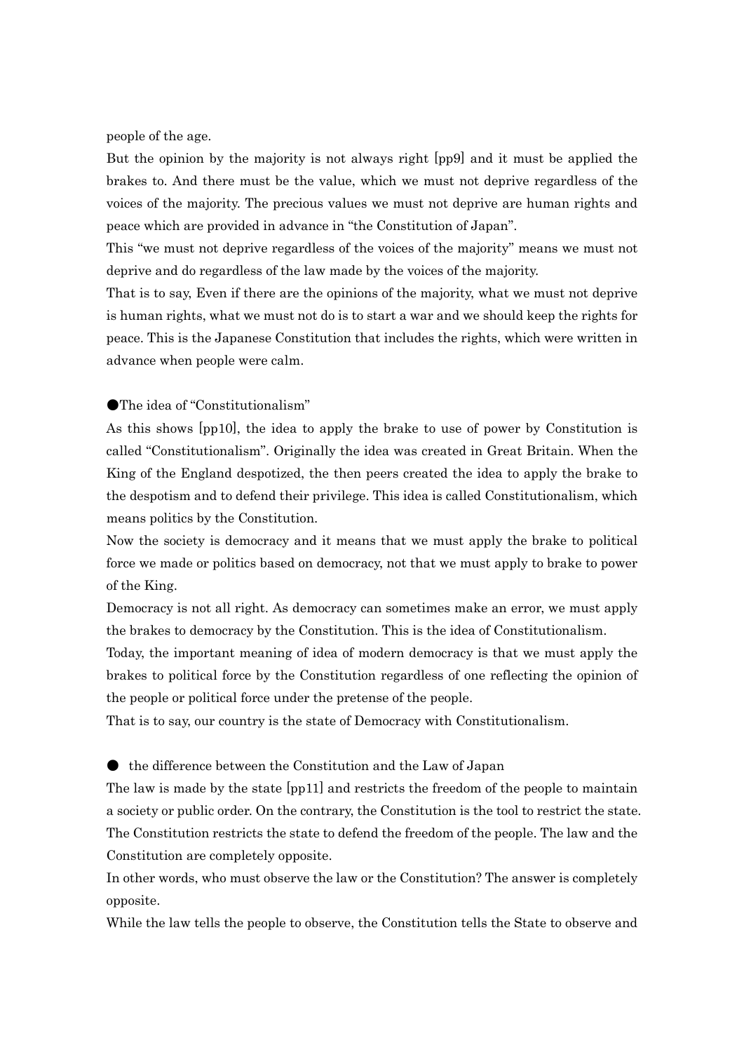people of the age.

But the opinion by the majority is not always right [pp9] and it must be applied the brakes to. And there must be the value, which we must not deprive regardless of the voices of the majority. The precious values we must not deprive are human rights and peace which are provided in advance in "the Constitution of Japan".

This "we must not deprive regardless of the voices of the majority" means we must not deprive and do regardless of the law made by the voices of the majority.

That is to say, Even if there are the opinions of the majority, what we must not deprive is human rights, what we must not do is to start a war and we should keep the rights for peace. This is the Japanese Constitution that includes the rights, which were written in advance when people were calm.

●The idea of "Constitutionalism"

As this shows [pp10], the idea to apply the brake to use of power by Constitution is called "Constitutionalism". Originally the idea was created in Great Britain. When the King of the England despotized, the then peers created the idea to apply the brake to the despotism and to defend their privilege. This idea is called Constitutionalism, which means politics by the Constitution.

Now the society is democracy and it means that we must apply the brake to political force we made or politics based on democracy, not that we must apply to brake to power of the King.

Democracy is not all right. As democracy can sometimes make an error, we must apply the brakes to democracy by the Constitution. This is the idea of Constitutionalism.

Today, the important meaning of idea of modern democracy is that we must apply the brakes to political force by the Constitution regardless of one reflecting the opinion of the people or political force under the pretense of the people.

That is to say, our country is the state of Democracy with Constitutionalism.

● the difference between the Constitution and the Law of Japan

The law is made by the state [pp11] and restricts the freedom of the people to maintain a society or public order. On the contrary, the Constitution is the tool to restrict the state. The Constitution restricts the state to defend the freedom of the people. The law and the Constitution are completely opposite.

In other words, who must observe the law or the Constitution? The answer is completely opposite.

While the law tells the people to observe, the Constitution tells the State to observe and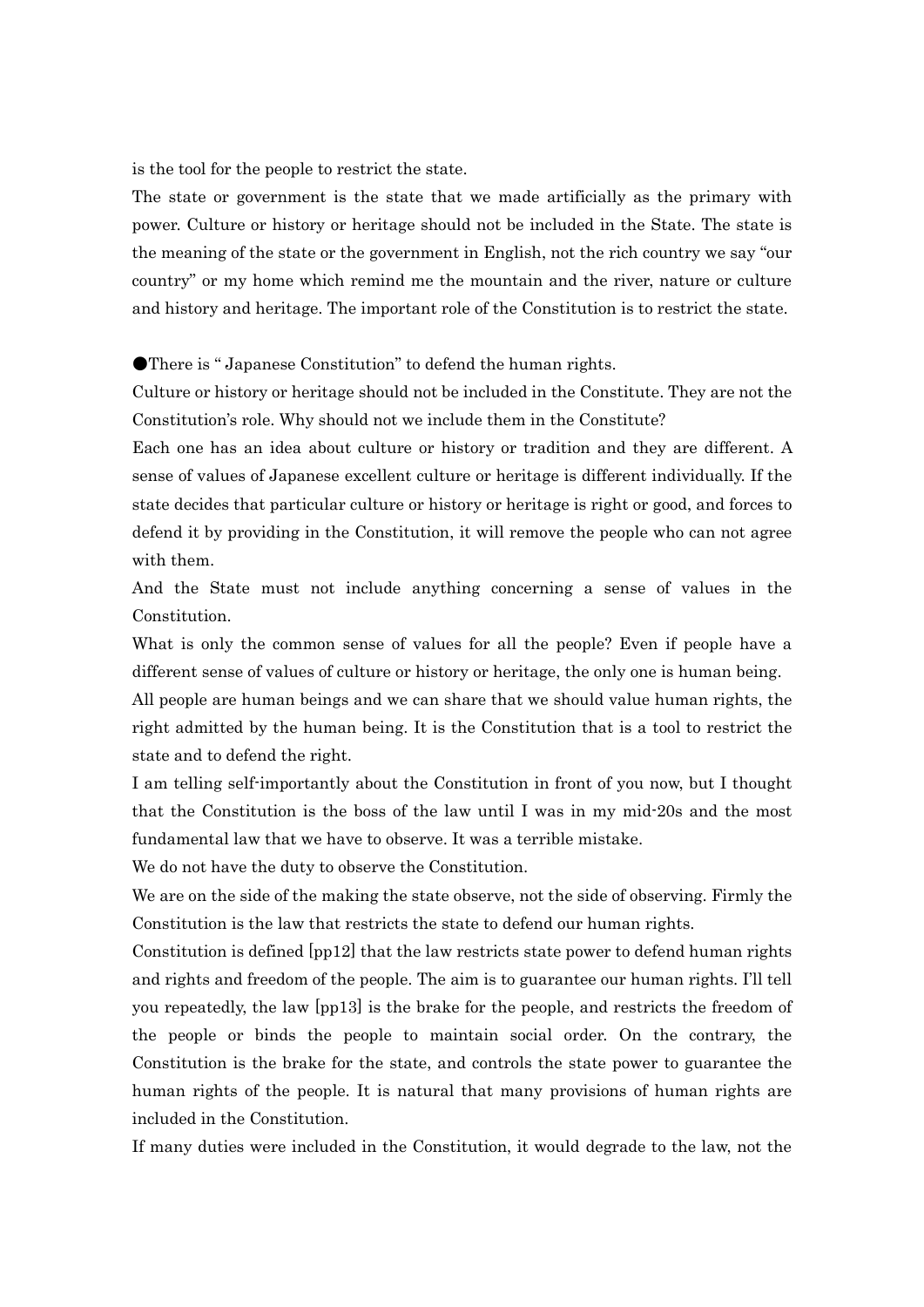is the tool for the people to restrict the state.

The state or government is the state that we made artificially as the primary with power. Culture or history or heritage should not be included in the State. The state is the meaning of the state or the government in English, not the rich country we say "our country" or my home which remind me the mountain and the river, nature or culture and history and heritage. The important role of the Constitution is to restrict the state.

●There is " Japanese Constitution" to defend the human rights.

Culture or history or heritage should not be included in the Constitute. They are not the Constitution's role. Why should not we include them in the Constitute?

Each one has an idea about culture or history or tradition and they are different. A sense of values of Japanese excellent culture or heritage is different individually. If the state decides that particular culture or history or heritage is right or good, and forces to defend it by providing in the Constitution, it will remove the people who can not agree with them.

And the State must not include anything concerning a sense of values in the Constitution.

What is only the common sense of values for all the people? Even if people have a different sense of values of culture or history or heritage, the only one is human being.

All people are human beings and we can share that we should value human rights, the right admitted by the human being. It is the Constitution that is a tool to restrict the state and to defend the right.

I am telling self-importantly about the Constitution in front of you now, but I thought that the Constitution is the boss of the law until I was in my mid-20s and the most fundamental law that we have to observe. It was a terrible mistake.

We do not have the duty to observe the Constitution.

We are on the side of the making the state observe, not the side of observing. Firmly the Constitution is the law that restricts the state to defend our human rights.

Constitution is defined [pp12] that the law restricts state power to defend human rights and rights and freedom of the people. The aim is to guarantee our human rights. I'll tell you repeatedly, the law [pp13] is the brake for the people, and restricts the freedom of the people or binds the people to maintain social order. On the contrary, the Constitution is the brake for the state, and controls the state power to guarantee the human rights of the people. It is natural that many provisions of human rights are included in the Constitution.

If many duties were included in the Constitution, it would degrade to the law, not the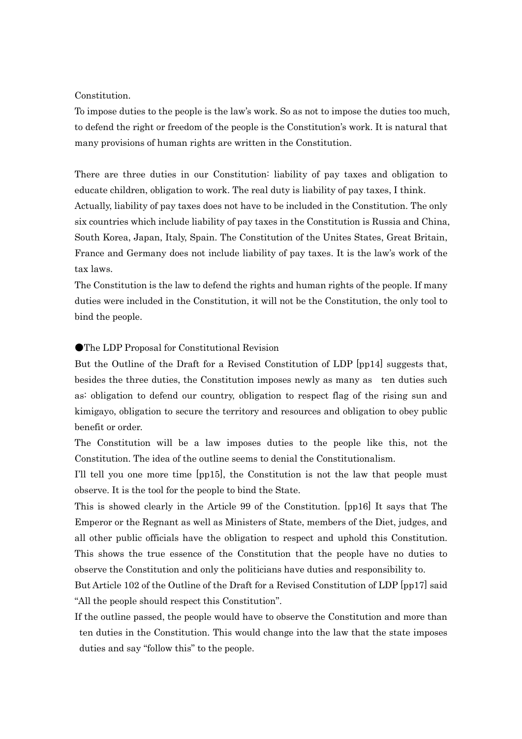Constitution.

To impose duties to the people is the law's work. So as not to impose the duties too much, to defend the right or freedom of the people is the Constitution's work. It is natural that many provisions of human rights are written in the Constitution.

There are three duties in our Constitution: liability of pay taxes and obligation to educate children, obligation to work. The real duty is liability of pay taxes, I think.

Actually, liability of pay taxes does not have to be included in the Constitution. The only six countries which include liability of pay taxes in the Constitution is Russia and China, South Korea, Japan, Italy, Spain. The Constitution of the Unites States, Great Britain, France and Germany does not include liability of pay taxes. It is the law's work of the tax laws.

The Constitution is the law to defend the rights and human rights of the people. If many duties were included in the Constitution, it will not be the Constitution, the only tool to bind the people.

●The LDP Proposal for Constitutional Revision

But the Outline of the Draft for a Revised Constitution of LDP [pp14] suggests that, besides the three duties, the Constitution imposes newly as many as ten duties such as: obligation to defend our country, obligation to respect flag of the rising sun and kimigayo, obligation to secure the territory and resources and obligation to obey public benefit or order.

The Constitution will be a law imposes duties to the people like this, not the Constitution. The idea of the outline seems to denial the Constitutionalism.

I'll tell you one more time [pp15], the Constitution is not the law that people must observe. It is the tool for the people to bind the State.

This is showed clearly in the Article 99 of the Constitution. [pp16] It says that The Emperor or the Regnant as well as Ministers of State, members of the Diet, judges, and all other public officials have the obligation to respect and uphold this Constitution. This shows the true essence of the Constitution that the people have no duties to observe the Constitution and only the politicians have duties and responsibility to.

But Article 102 of the Outline of the Draft for a Revised Constitution of LDP [pp17] said "All the people should respect this Constitution".

If the outline passed, the people would have to observe the Constitution and more than ten duties in the Constitution. This would change into the law that the state imposes duties and say "follow this" to the people.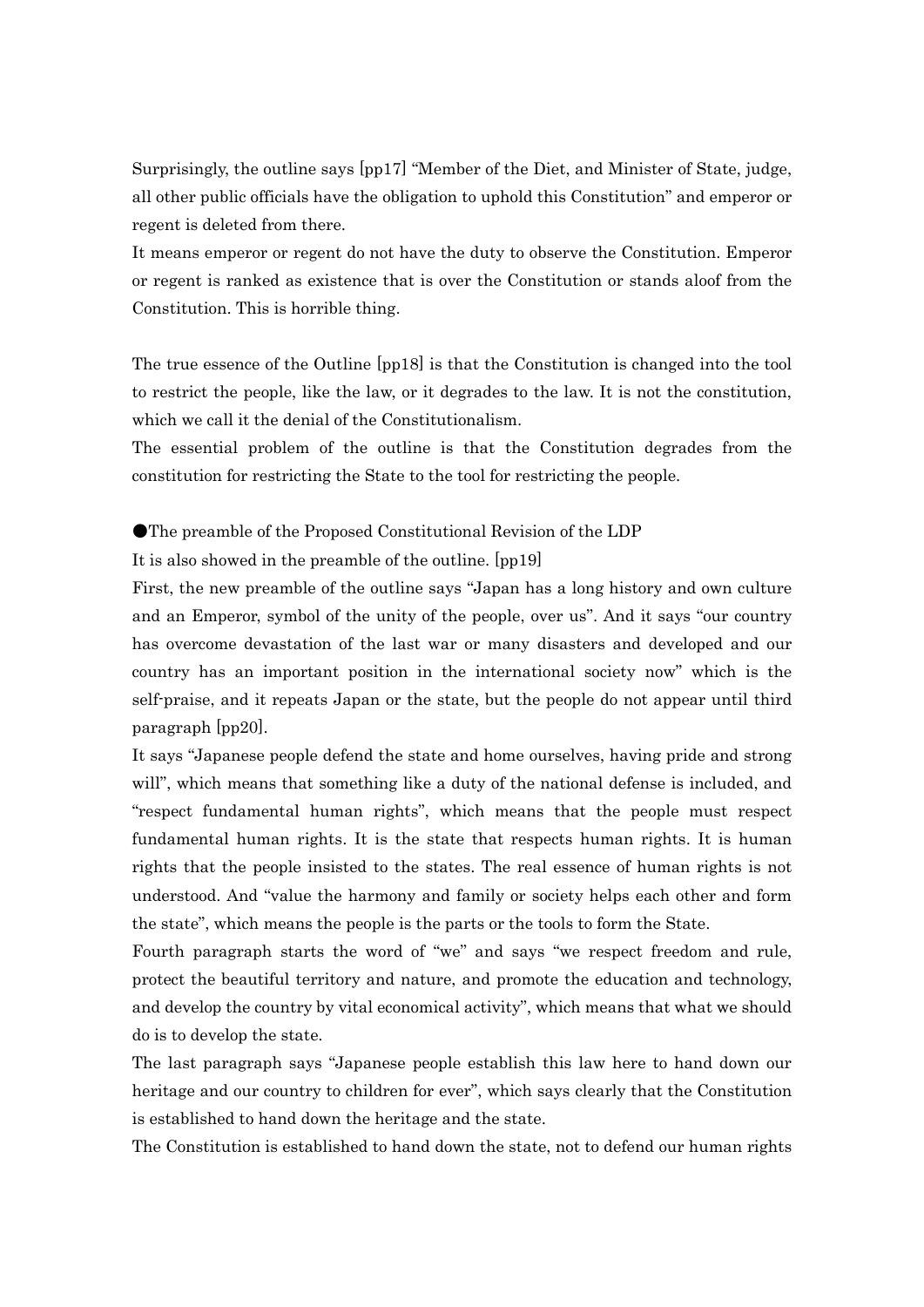Surprisingly, the outline says [pp17] "Member of the Diet, and Minister of State, judge, all other public officials have the obligation to uphold this Constitution" and emperor or regent is deleted from there.

It means emperor or regent do not have the duty to observe the Constitution. Emperor or regent is ranked as existence that is over the Constitution or stands aloof from the Constitution. This is horrible thing.

The true essence of the Outline [pp18] is that the Constitution is changed into the tool to restrict the people, like the law, or it degrades to the law. It is not the constitution, which we call it the denial of the Constitutionalism.

The essential problem of the outline is that the Constitution degrades from the constitution for restricting the State to the tool for restricting the people.

●The preamble of the Proposed Constitutional Revision of the LDP

It is also showed in the preamble of the outline. [pp19]

First, the new preamble of the outline says "Japan has a long history and own culture and an Emperor, symbol of the unity of the people, over us". And it says "our country has overcome devastation of the last war or many disasters and developed and our country has an important position in the international society now" which is the self-praise, and it repeats Japan or the state, but the people do not appear until third paragraph [pp20].

It says "Japanese people defend the state and home ourselves, having pride and strong will", which means that something like a duty of the national defense is included, and "respect fundamental human rights", which means that the people must respect fundamental human rights. It is the state that respects human rights. It is human rights that the people insisted to the states. The real essence of human rights is not understood. And "value the harmony and family or society helps each other and form the state", which means the people is the parts or the tools to form the State.

Fourth paragraph starts the word of "we" and says "we respect freedom and rule, protect the beautiful territory and nature, and promote the education and technology, and develop the country by vital economical activity", which means that what we should do is to develop the state.

The last paragraph says "Japanese people establish this law here to hand down our heritage and our country to children for ever", which says clearly that the Constitution is established to hand down the heritage and the state.

The Constitution is established to hand down the state, not to defend our human rights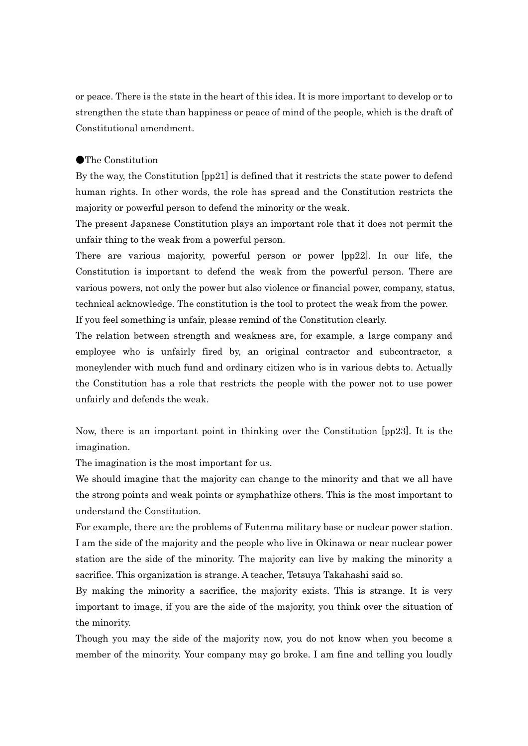or peace. There is the state in the heart of this idea. It is more important to develop or to strengthen the state than happiness or peace of mind of the people, which is the draft of Constitutional amendment.

●The Constitution

By the way, the Constitution [pp21] is defined that it restricts the state power to defend human rights. In other words, the role has spread and the Constitution restricts the majority or powerful person to defend the minority or the weak.

The present Japanese Constitution plays an important role that it does not permit the unfair thing to the weak from a powerful person.

There are various majority, powerful person or power [pp22]. In our life, the Constitution is important to defend the weak from the powerful person. There are various powers, not only the power but also violence or financial power, company, status, technical acknowledge. The constitution is the tool to protect the weak from the power.

If you feel something is unfair, please remind of the Constitution clearly.

The relation between strength and weakness are, for example, a large company and employee who is unfairly fired by, an original contractor and subcontractor, a moneylender with much fund and ordinary citizen who is in various debts to. Actually the Constitution has a role that restricts the people with the power not to use power unfairly and defends the weak.

Now, there is an important point in thinking over the Constitution [pp23]. It is the imagination.

The imagination is the most important for us.

We should imagine that the majority can change to the minority and that we all have the strong points and weak points or symphathize others. This is the most important to understand the Constitution.

For example, there are the problems of Futenma military base or nuclear power station. I am the side of the majority and the people who live in Okinawa or near nuclear power station are the side of the minority. The majority can live by making the minority a sacrifice. This organization is strange. A teacher, Tetsuya Takahashi said so.

By making the minority a sacrifice, the majority exists. This is strange. It is very important to image, if you are the side of the majority, you think over the situation of the minority.

Though you may the side of the majority now, you do not know when you become a member of the minority. Your company may go broke. I am fine and telling you loudly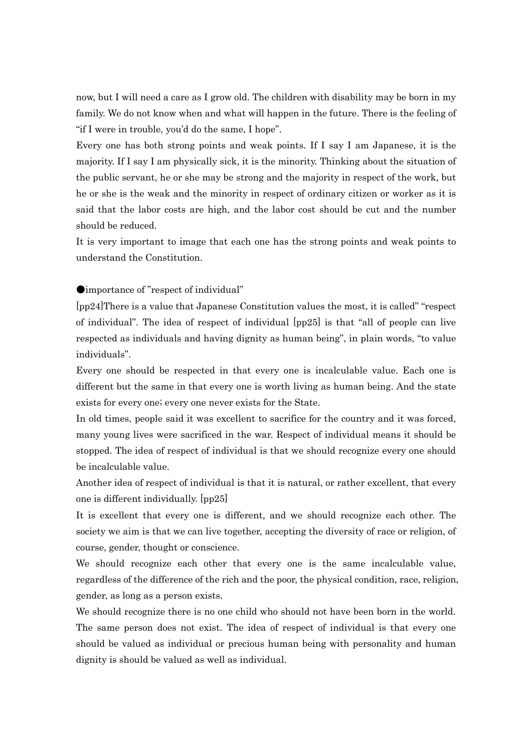now, but I will need a care as I grow old. The children with disability may be born in my family. We do not know when and what will happen in the future. There is the feeling of "if I were in trouble, you'd do the same, I hope".

Every one has both strong points and weak points. If I say I am Japanese, it is the majority. If I say I am physically sick, it is the minority. Thinking about the situation of the public servant, he or she may be strong and the majority in respect of the work, but he or she is the weak and the minority in respect of ordinary citizen or worker as it is said that the labor costs are high, and the labor cost should be cut and the number should be reduced.

It is very important to image that each one has the strong points and weak points to understand the Constitution.

●importance of "respect of individual"

[pp24]There is a value that Japanese Constitution values the most, it is called" "respect of individual". The idea of respect of individual [pp25] is that "all of people can live respected as individuals and having dignity as human being", in plain words, "to value individuals".

Every one should be respected in that every one is incalculable value. Each one is different but the same in that every one is worth living as human being. And the state exists for every one; every one never exists for the State.

In old times, people said it was excellent to sacrifice for the country and it was forced, many young lives were sacrificed in the war. Respect of individual means it should be stopped. The idea of respect of individual is that we should recognize every one should be incalculable value.

Another idea of respect of individual is that it is natural, or rather excellent, that every one is different individually. [pp25]

It is excellent that every one is different, and we should recognize each other. The society we aim is that we can live together, accepting the diversity of race or religion, of course, gender, thought or conscience.

We should recognize each other that every one is the same incalculable value, regardless of the difference of the rich and the poor, the physical condition, race, religion, gender, as long as a person exists.

We should recognize there is no one child who should not have been born in the world. The same person does not exist. The idea of respect of individual is that every one should be valued as individual or precious human being with personality and human dignity is should be valued as well as individual.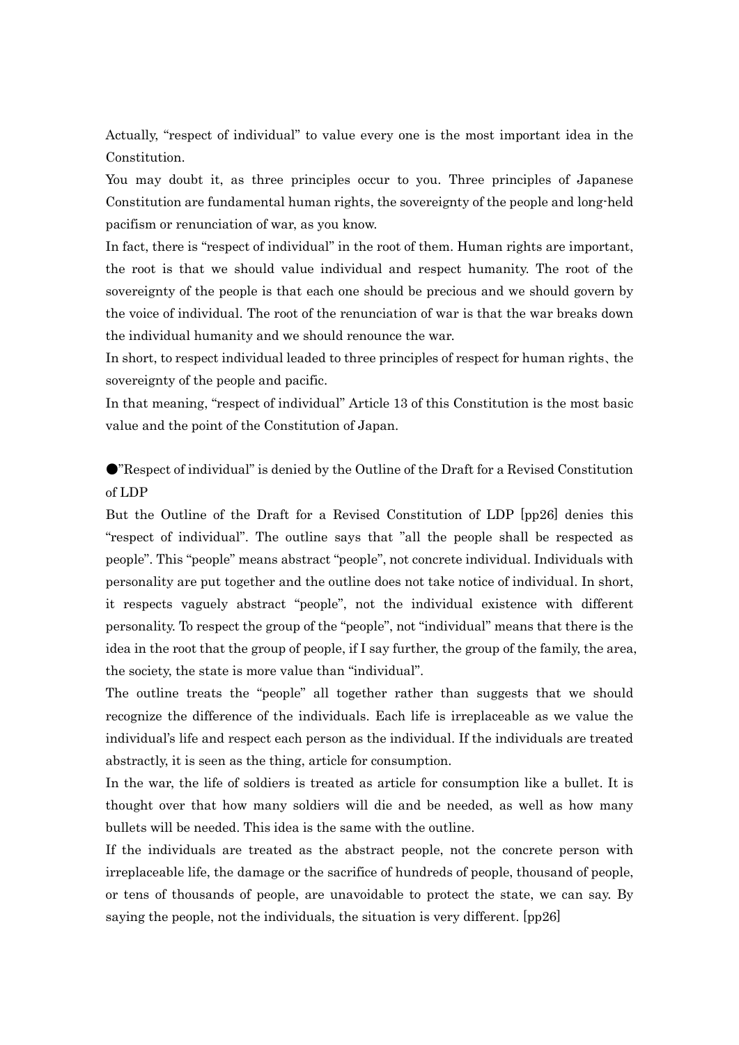Actually, "respect of individual" to value every one is the most important idea in the Constitution.

You may doubt it, as three principles occur to you. Three principles of Japanese Constitution are fundamental human rights, the sovereignty of the people and long-held pacifism or renunciation of war, as you know.

In fact, there is "respect of individual" in the root of them. Human rights are important, the root is that we should value individual and respect humanity. The root of the sovereignty of the people is that each one should be precious and we should govern by the voice of individual. The root of the renunciation of war is that the war breaks down the individual humanity and we should renounce the war.

In short, to respect individual leaded to three principles of respect for human rights、the sovereignty of the people and pacific.

In that meaning, "respect of individual" Article 13 of this Constitution is the most basic value and the point of the Constitution of Japan.

## ●"Respect of individual" is denied by the Outline of the Draft for a Revised Constitution of LDP

But the Outline of the Draft for a Revised Constitution of LDP [pp26] denies this "respect of individual". The outline says that "all the people shall be respected as people". This "people" means abstract "people", not concrete individual. Individuals with personality are put together and the outline does not take notice of individual. In short, it respects vaguely abstract "people", not the individual existence with different personality. To respect the group of the "people", not "individual" means that there is the idea in the root that the group of people, if I say further, the group of the family, the area, the society, the state is more value than "individual".

The outline treats the "people" all together rather than suggests that we should recognize the difference of the individuals. Each life is irreplaceable as we value the individual's life and respect each person as the individual. If the individuals are treated abstractly, it is seen as the thing, article for consumption.

In the war, the life of soldiers is treated as article for consumption like a bullet. It is thought over that how many soldiers will die and be needed, as well as how many bullets will be needed. This idea is the same with the outline.

If the individuals are treated as the abstract people, not the concrete person with irreplaceable life, the damage or the sacrifice of hundreds of people, thousand of people, or tens of thousands of people, are unavoidable to protect the state, we can say. By saying the people, not the individuals, the situation is very different. [pp26]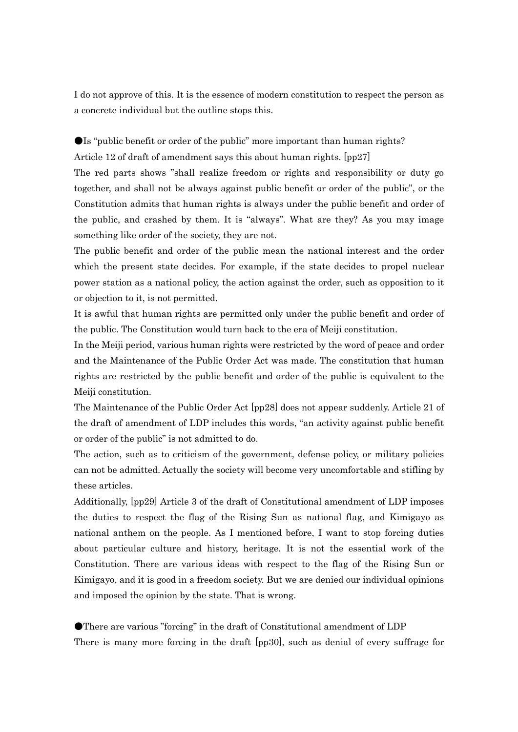I do not approve of this. It is the essence of modern constitution to respect the person as a concrete individual but the outline stops this.

●Is "public benefit or order of the public" more important than human rights?

Article 12 of draft of amendment says this about human rights. [pp27]

The red parts shows "shall realize freedom or rights and responsibility or duty go together, and shall not be always against public benefit or order of the public", or the Constitution admits that human rights is always under the public benefit and order of the public, and crashed by them. It is "always". What are they? As you may image something like order of the society, they are not.

The public benefit and order of the public mean the national interest and the order which the present state decides. For example, if the state decides to propel nuclear power station as a national policy, the action against the order, such as opposition to it or objection to it, is not permitted.

It is awful that human rights are permitted only under the public benefit and order of the public. The Constitution would turn back to the era of Meiji constitution.

In the Meiji period, various human rights were restricted by the word of peace and order and the Maintenance of the Public Order Act was made. The constitution that human rights are restricted by the public benefit and order of the public is equivalent to the Meiji constitution.

The Maintenance of the Public Order Act [pp28] does not appear suddenly. Article 21 of the draft of amendment of LDP includes this words, "an activity against public benefit or order of the public" is not admitted to do.

The action, such as to criticism of the government, defense policy, or military policies can not be admitted. Actually the society will become very uncomfortable and stifling by these articles.

Additionally, [pp29] Article 3 of the draft of Constitutional amendment of LDP imposes the duties to respect the flag of the Rising Sun as national flag, and Kimigayo as national anthem on the people. As I mentioned before, I want to stop forcing duties about particular culture and history, heritage. It is not the essential work of the Constitution. There are various ideas with respect to the flag of the Rising Sun or Kimigayo, and it is good in a freedom society. But we are denied our individual opinions and imposed the opinion by the state. That is wrong.

●There are various "forcing" in the draft of Constitutional amendment of LDP

There is many more forcing in the draft [pp30], such as denial of every suffrage for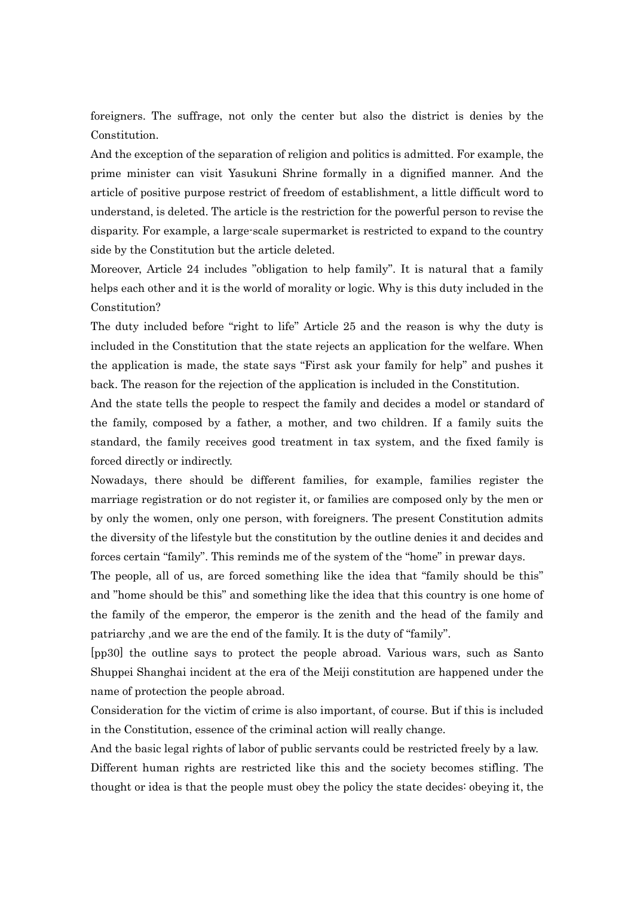foreigners. The suffrage, not only the center but also the district is denies by the Constitution.

And the exception of the separation of religion and politics is admitted. For example, the prime minister can visit Yasukuni Shrine formally in a dignified manner. And the article of positive purpose restrict of freedom of establishment, a little difficult word to understand, is deleted. The article is the restriction for the powerful person to revise the disparity. For example, a large-scale supermarket is restricted to expand to the country side by the Constitution but the article deleted.

Moreover, Article 24 includes "obligation to help family". It is natural that a family helps each other and it is the world of morality or logic. Why is this duty included in the Constitution?

The duty included before "right to life" Article 25 and the reason is why the duty is included in the Constitution that the state rejects an application for the welfare. When the application is made, the state says "First ask your family for help" and pushes it back. The reason for the rejection of the application is included in the Constitution.

And the state tells the people to respect the family and decides a model or standard of the family, composed by a father, a mother, and two children. If a family suits the standard, the family receives good treatment in tax system, and the fixed family is forced directly or indirectly.

Nowadays, there should be different families, for example, families register the marriage registration or do not register it, or families are composed only by the men or by only the women, only one person, with foreigners. The present Constitution admits the diversity of the lifestyle but the constitution by the outline denies it and decides and forces certain "family". This reminds me of the system of the "home" in prewar days.

The people, all of us, are forced something like the idea that "family should be this" and "home should be this" and something like the idea that this country is one home of the family of the emperor, the emperor is the zenith and the head of the family and patriarchy ,and we are the end of the family. It is the duty of "family".

[pp30] the outline says to protect the people abroad. Various wars, such as Santo Shuppei Shanghai incident at the era of the Meiji constitution are happened under the name of protection the people abroad.

Consideration for the victim of crime is also important, of course. But if this is included in the Constitution, essence of the criminal action will really change.

And the basic legal rights of labor of public servants could be restricted freely by a law.

Different human rights are restricted like this and the society becomes stifling. The thought or idea is that the people must obey the policy the state decides: obeying it, the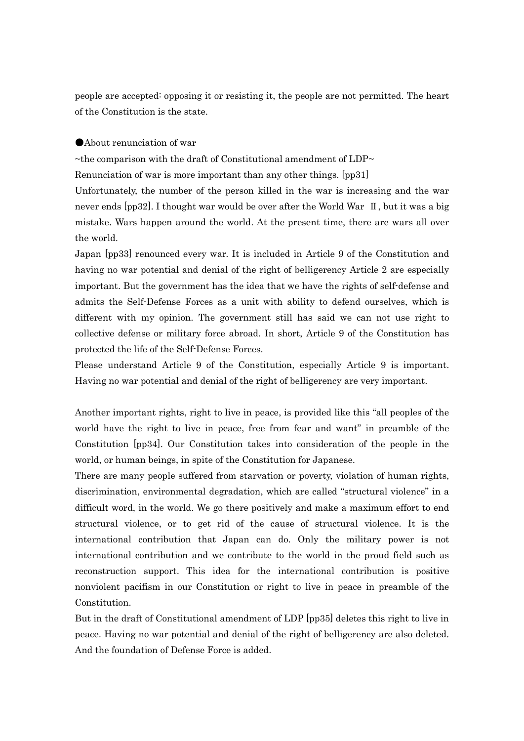people are accepted: opposing it or resisting it, the people are not permitted. The heart of the Constitution is the state.

●About renunciation of war

~the comparison with the draft of Constitutional amendment of LDP~

Renunciation of war is more important than any other things. [pp31]

Unfortunately, the number of the person killed in the war is increasing and the war never ends [pp32]. I thought war would be over after the World War Ⅱ, but it was a big mistake. Wars happen around the world. At the present time, there are wars all over the world.

Japan [pp33] renounced every war. It is included in Article 9 of the Constitution and having no war potential and denial of the right of belligerency Article 2 are especially important. But the government has the idea that we have the rights of self-defense and admits the Self-Defense Forces as a unit with ability to defend ourselves, which is different with my opinion. The government still has said we can not use right to collective defense or military force abroad. In short, Article 9 of the Constitution has protected the life of the Self-Defense Forces.

Please understand Article 9 of the Constitution, especially Article 9 is important. Having no war potential and denial of the right of belligerency are very important.

Another important rights, right to live in peace, is provided like this "all peoples of the world have the right to live in peace, free from fear and want" in preamble of the Constitution [pp34]. Our Constitution takes into consideration of the people in the world, or human beings, in spite of the Constitution for Japanese.

There are many people suffered from starvation or poverty, violation of human rights, discrimination, environmental degradation, which are called "structural violence" in a difficult word, in the world. We go there positively and make a maximum effort to end structural violence, or to get rid of the cause of structural violence. It is the international contribution that Japan can do. Only the military power is not international contribution and we contribute to the world in the proud field such as reconstruction support. This idea for the international contribution is positive nonviolent pacifism in our Constitution or right to live in peace in preamble of the Constitution.

But in the draft of Constitutional amendment of LDP [pp35] deletes this right to live in peace. Having no war potential and denial of the right of belligerency are also deleted. And the foundation of Defense Force is added.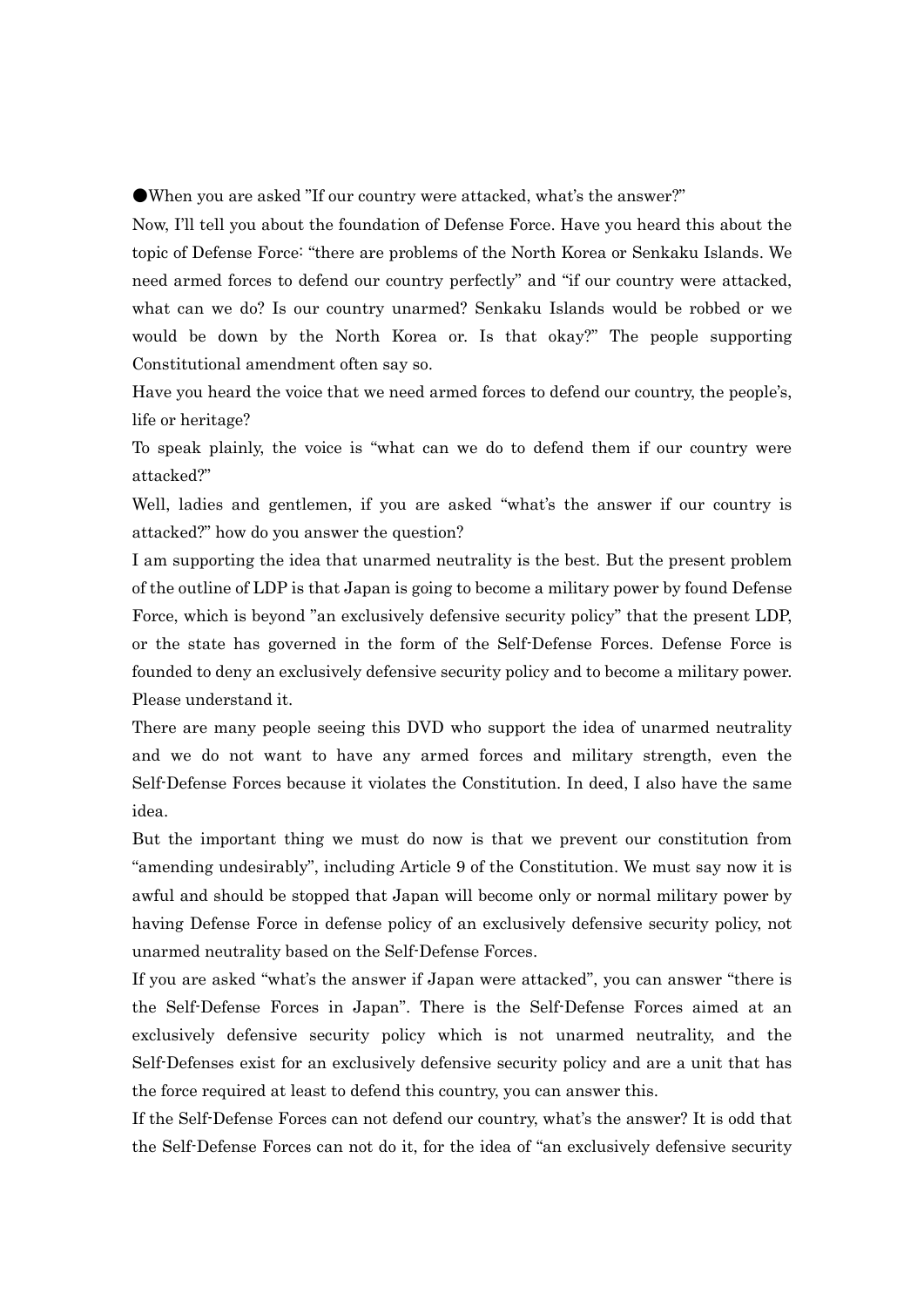●When you are asked "If our country were attacked, what's the answer?"

Now, I'll tell you about the foundation of Defense Force. Have you heard this about the topic of Defense Force: "there are problems of the North Korea or Senkaku Islands. We need armed forces to defend our country perfectly" and "if our country were attacked, what can we do? Is our country unarmed? Senkaku Islands would be robbed or we would be down by the North Korea or. Is that okay?" The people supporting Constitutional amendment often say so.

Have you heard the voice that we need armed forces to defend our country, the people's, life or heritage?

To speak plainly, the voice is "what can we do to defend them if our country were attacked?"

Well, ladies and gentlemen, if you are asked "what's the answer if our country is attacked?" how do you answer the question?

I am supporting the idea that unarmed neutrality is the best. But the present problem of the outline of LDP is that Japan is going to become a military power by found Defense Force, which is beyond "an exclusively defensive security policy" that the present LDP, or the state has governed in the form of the Self-Defense Forces. Defense Force is founded to deny an exclusively defensive security policy and to become a military power. Please understand it.

There are many people seeing this DVD who support the idea of unarmed neutrality and we do not want to have any armed forces and military strength, even the Self-Defense Forces because it violates the Constitution. In deed, I also have the same idea.

But the important thing we must do now is that we prevent our constitution from "amending undesirably", including Article 9 of the Constitution. We must say now it is awful and should be stopped that Japan will become only or normal military power by having Defense Force in defense policy of an exclusively defensive security policy, not unarmed neutrality based on the Self-Defense Forces.

If you are asked "what's the answer if Japan were attacked", you can answer "there is the Self-Defense Forces in Japan". There is the Self-Defense Forces aimed at an exclusively defensive security policy which is not unarmed neutrality, and the Self-Defenses exist for an exclusively defensive security policy and are a unit that has the force required at least to defend this country, you can answer this.

If the Self-Defense Forces can not defend our country, what's the answer? It is odd that the Self-Defense Forces can not do it, for the idea of "an exclusively defensive security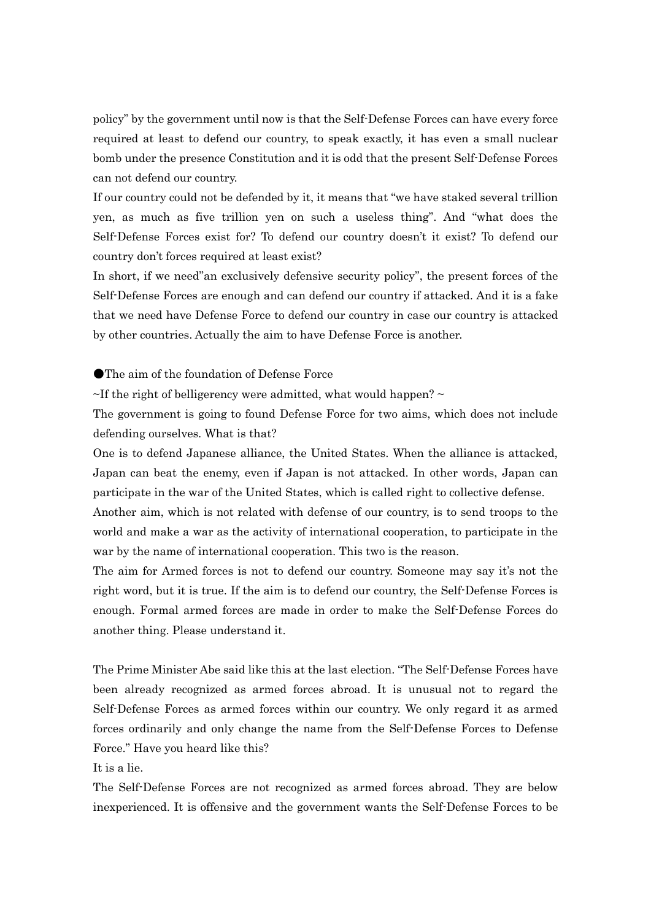policy" by the government until now is that the Self-Defense Forces can have every force required at least to defend our country, to speak exactly, it has even a small nuclear bomb under the presence Constitution and it is odd that the present Self-Defense Forces can not defend our country.

If our country could not be defended by it, it means that "we have staked several trillion yen, as much as five trillion yen on such a useless thing". And "what does the Self-Defense Forces exist for? To defend our country doesn't it exist? To defend our country don't forces required at least exist?

In short, if we need"an exclusively defensive security policy", the present forces of the Self-Defense Forces are enough and can defend our country if attacked. And it is a fake that we need have Defense Force to defend our country in case our country is attacked by other countries. Actually the aim to have Defense Force is another.

●The aim of the foundation of Defense Force

~If the right of belligerency were admitted, what would happen? ~

The government is going to found Defense Force for two aims, which does not include defending ourselves. What is that?

One is to defend Japanese alliance, the United States. When the alliance is attacked, Japan can beat the enemy, even if Japan is not attacked. In other words, Japan can participate in the war of the United States, which is called right to collective defense.

Another aim, which is not related with defense of our country, is to send troops to the world and make a war as the activity of international cooperation, to participate in the war by the name of international cooperation. This two is the reason.

The aim for Armed forces is not to defend our country. Someone may say it's not the right word, but it is true. If the aim is to defend our country, the Self-Defense Forces is enough. Formal armed forces are made in order to make the Self-Defense Forces do another thing. Please understand it.

The Prime Minister Abe said like this at the last election. "The Self-Defense Forces have been already recognized as armed forces abroad. It is unusual not to regard the Self-Defense Forces as armed forces within our country. We only regard it as armed forces ordinarily and only change the name from the Self-Defense Forces to Defense Force." Have you heard like this?

It is a lie.

The Self-Defense Forces are not recognized as armed forces abroad. They are below inexperienced. It is offensive and the government wants the Self-Defense Forces to be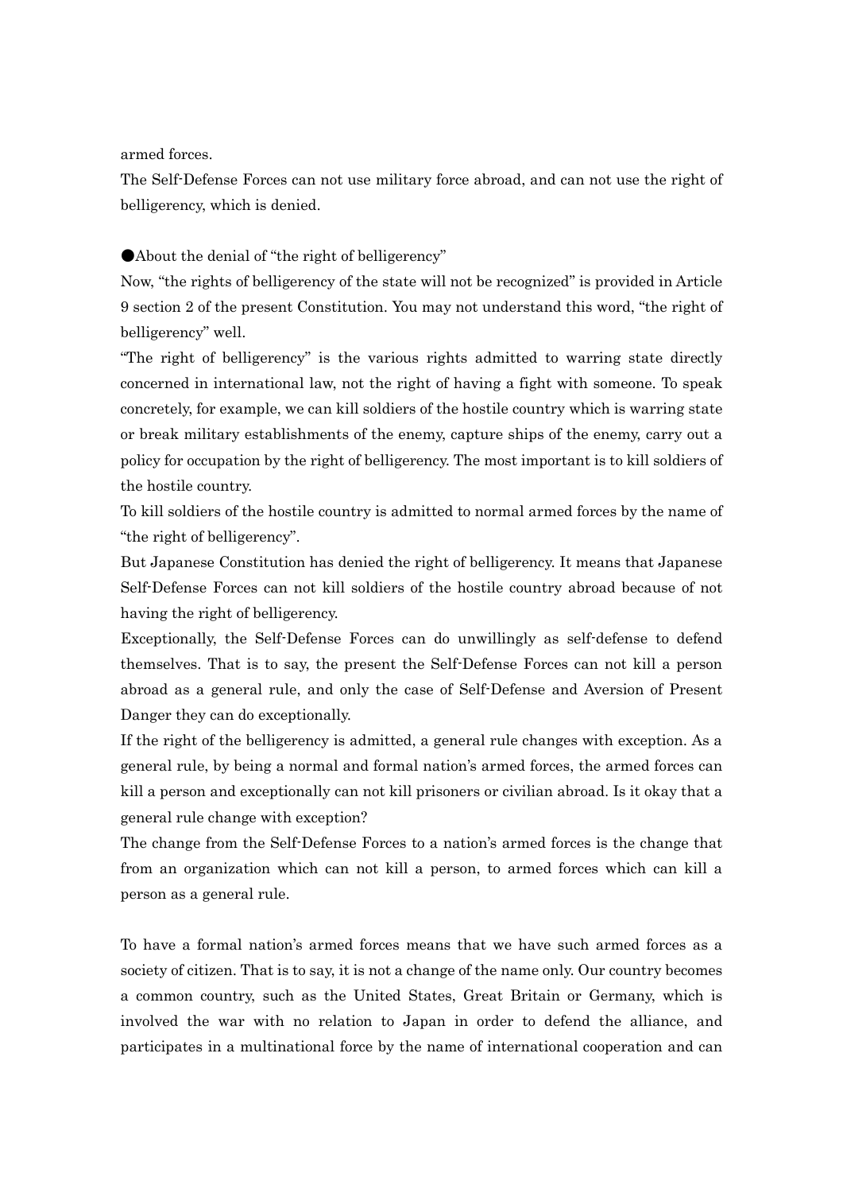armed forces.

The Self-Defense Forces can not use military force abroad, and can not use the right of belligerency, which is denied.

●About the denial of "the right of belligerency"

Now, "the rights of belligerency of the state will not be recognized" is provided in Article 9 section 2 of the present Constitution. You may not understand this word, "the right of belligerency" well.

"The right of belligerency" is the various rights admitted to warring state directly concerned in international law, not the right of having a fight with someone. To speak concretely, for example, we can kill soldiers of the hostile country which is warring state or break military establishments of the enemy, capture ships of the enemy, carry out a policy for occupation by the right of belligerency. The most important is to kill soldiers of the hostile country.

To kill soldiers of the hostile country is admitted to normal armed forces by the name of "the right of belligerency".

But Japanese Constitution has denied the right of belligerency. It means that Japanese Self-Defense Forces can not kill soldiers of the hostile country abroad because of not having the right of belligerency.

Exceptionally, the Self-Defense Forces can do unwillingly as self-defense to defend themselves. That is to say, the present the Self-Defense Forces can not kill a person abroad as a general rule, and only the case of Self-Defense and Aversion of Present Danger they can do exceptionally.

If the right of the belligerency is admitted, a general rule changes with exception. As a general rule, by being a normal and formal nation's armed forces, the armed forces can kill a person and exceptionally can not kill prisoners or civilian abroad. Is it okay that a general rule change with exception?

The change from the Self-Defense Forces to a nation's armed forces is the change that from an organization which can not kill a person, to armed forces which can kill a person as a general rule.

To have a formal nation's armed forces means that we have such armed forces as a society of citizen. That is to say, it is not a change of the name only. Our country becomes a common country, such as the United States, Great Britain or Germany, which is involved the war with no relation to Japan in order to defend the alliance, and participates in a multinational force by the name of international cooperation and can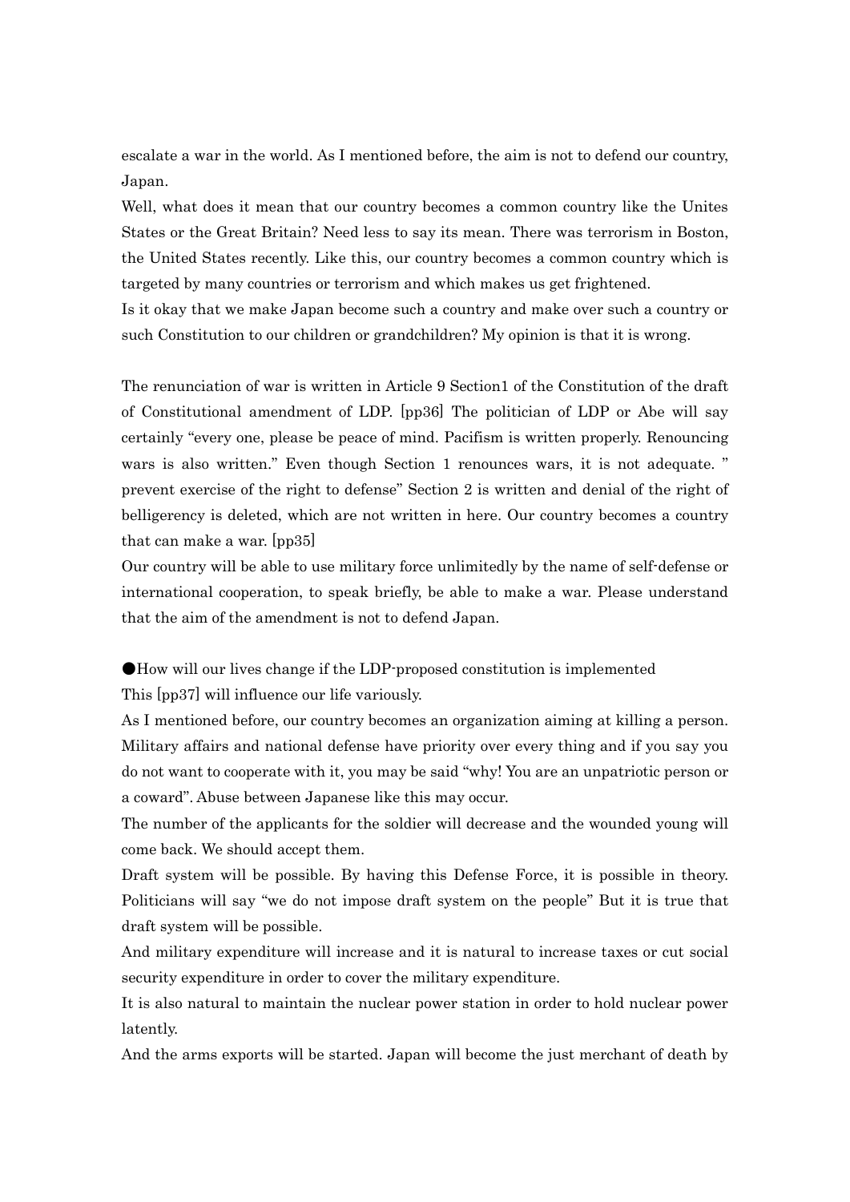escalate a war in the world. As I mentioned before, the aim is not to defend our country, Japan.

Well, what does it mean that our country becomes a common country like the Unites States or the Great Britain? Need less to say its mean. There was terrorism in Boston, the United States recently. Like this, our country becomes a common country which is targeted by many countries or terrorism and which makes us get frightened.

Is it okay that we make Japan become such a country and make over such a country or such Constitution to our children or grandchildren? My opinion is that it is wrong.

The renunciation of war is written in Article 9 Section1 of the Constitution of the draft of Constitutional amendment of LDP. [pp36] The politician of LDP or Abe will say certainly "every one, please be peace of mind. Pacifism is written properly. Renouncing wars is also written." Even though Section 1 renounces wars, it is not adequate. " prevent exercise of the right to defense" Section 2 is written and denial of the right of belligerency is deleted, which are not written in here. Our country becomes a country that can make a war. [pp35]

Our country will be able to use military force unlimitedly by the name of self-defense or international cooperation, to speak briefly, be able to make a war. Please understand that the aim of the amendment is not to defend Japan.

●How will our lives change if the LDP-proposed constitution is implemented

This [pp37] will influence our life variously.

As I mentioned before, our country becomes an organization aiming at killing a person. Military affairs and national defense have priority over every thing and if you say you do not want to cooperate with it, you may be said "why! You are an unpatriotic person or a coward". Abuse between Japanese like this may occur.

The number of the applicants for the soldier will decrease and the wounded young will come back. We should accept them.

Draft system will be possible. By having this Defense Force, it is possible in theory. Politicians will say "we do not impose draft system on the people" But it is true that draft system will be possible.

And military expenditure will increase and it is natural to increase taxes or cut social security expenditure in order to cover the military expenditure.

It is also natural to maintain the nuclear power station in order to hold nuclear power latently.

And the arms exports will be started. Japan will become the just merchant of death by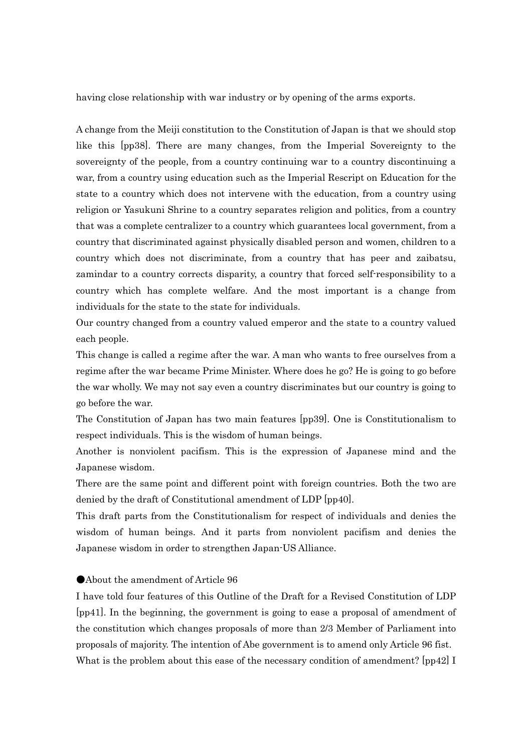having close relationship with war industry or by opening of the arms exports.

A change from the Meiji constitution to the Constitution of Japan is that we should stop like this [pp38]. There are many changes, from the Imperial Sovereignty to the sovereignty of the people, from a country continuing war to a country discontinuing a war, from a country using education such as the Imperial Rescript on Education for the state to a country which does not intervene with the education, from a country using religion or Yasukuni Shrine to a country separates religion and politics, from a country that was a complete centralizer to a country which guarantees local government, from a country that discriminated against physically disabled person and women, children to a country which does not discriminate, from a country that has peer and zaibatsu, zamindar to a country corrects disparity, a country that forced self-responsibility to a country which has complete welfare. And the most important is a change from individuals for the state to the state for individuals.

Our country changed from a country valued emperor and the state to a country valued each people.

This change is called a regime after the war. A man who wants to free ourselves from a regime after the war became Prime Minister. Where does he go? He is going to go before the war wholly. We may not say even a country discriminates but our country is going to go before the war.

The Constitution of Japan has two main features [pp39]. One is Constitutionalism to respect individuals. This is the wisdom of human beings.

Another is nonviolent pacifism. This is the expression of Japanese mind and the Japanese wisdom.

There are the same point and different point with foreign countries. Both the two are denied by the draft of Constitutional amendment of LDP [pp40].

This draft parts from the Constitutionalism for respect of individuals and denies the wisdom of human beings. And it parts from nonviolent pacifism and denies the Japanese wisdom in order to strengthen Japan-US Alliance.

## ●About the amendment of Article 96

I have told four features of this Outline of the Draft for a Revised Constitution of LDP [pp41]. In the beginning, the government is going to ease a proposal of amendment of the constitution which changes proposals of more than 2/3 Member of Parliament into proposals of majority. The intention of Abe government is to amend only Article 96 fist. What is the problem about this ease of the necessary condition of amendment? [pp42] I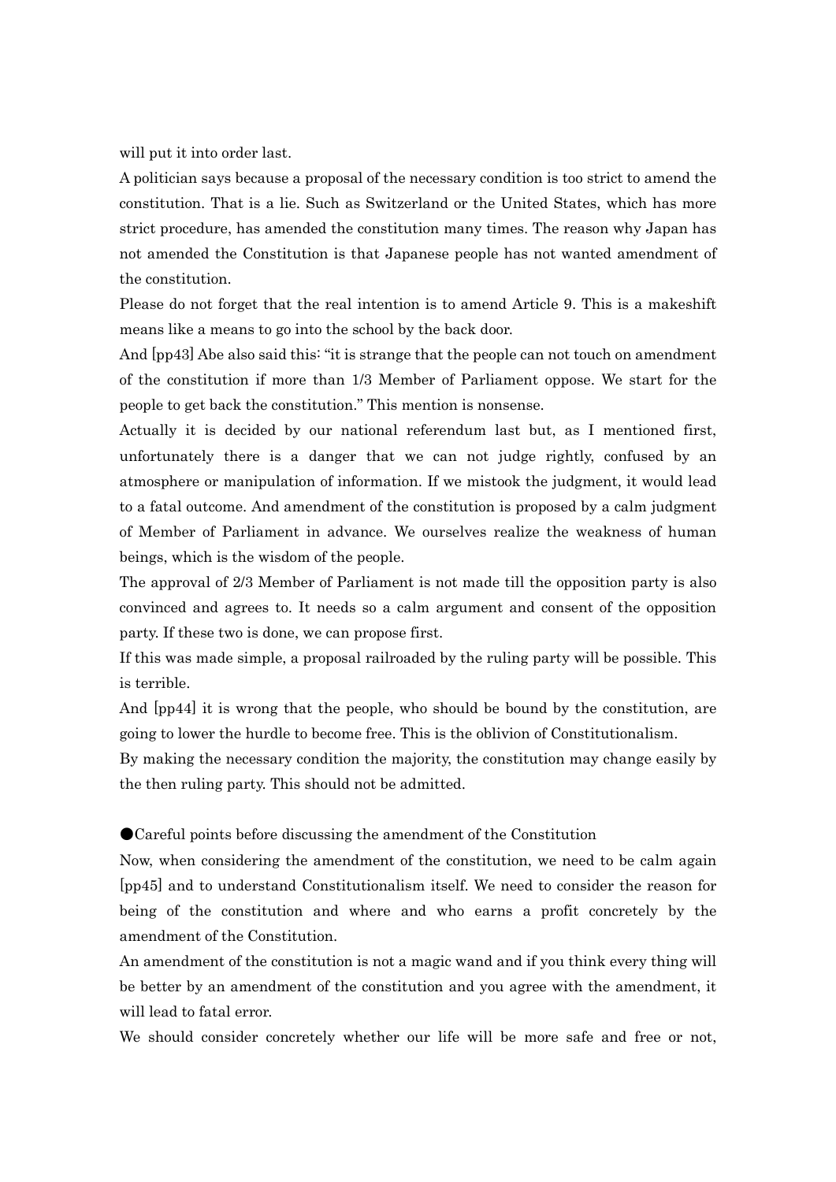will put it into order last.

A politician says because a proposal of the necessary condition is too strict to amend the constitution. That is a lie. Such as Switzerland or the United States, which has more strict procedure, has amended the constitution many times. The reason why Japan has not amended the Constitution is that Japanese people has not wanted amendment of the constitution.

Please do not forget that the real intention is to amend Article 9. This is a makeshift means like a means to go into the school by the back door.

And [pp43] Abe also said this: "it is strange that the people can not touch on amendment of the constitution if more than 1/3 Member of Parliament oppose. We start for the people to get back the constitution." This mention is nonsense.

Actually it is decided by our national referendum last but, as I mentioned first, unfortunately there is a danger that we can not judge rightly, confused by an atmosphere or manipulation of information. If we mistook the judgment, it would lead to a fatal outcome. And amendment of the constitution is proposed by a calm judgment of Member of Parliament in advance. We ourselves realize the weakness of human beings, which is the wisdom of the people.

The approval of 2/3 Member of Parliament is not made till the opposition party is also convinced and agrees to. It needs so a calm argument and consent of the opposition party. If these two is done, we can propose first.

If this was made simple, a proposal railroaded by the ruling party will be possible. This is terrible.

And [pp44] it is wrong that the people, who should be bound by the constitution, are going to lower the hurdle to become free. This is the oblivion of Constitutionalism.

By making the necessary condition the majority, the constitution may change easily by the then ruling party. This should not be admitted.

## ●Careful points before discussing the amendment of the Constitution

Now, when considering the amendment of the constitution, we need to be calm again [pp45] and to understand Constitutionalism itself. We need to consider the reason for being of the constitution and where and who earns a profit concretely by the amendment of the Constitution.

An amendment of the constitution is not a magic wand and if you think every thing will be better by an amendment of the constitution and you agree with the amendment, it will lead to fatal error.

We should consider concretely whether our life will be more safe and free or not,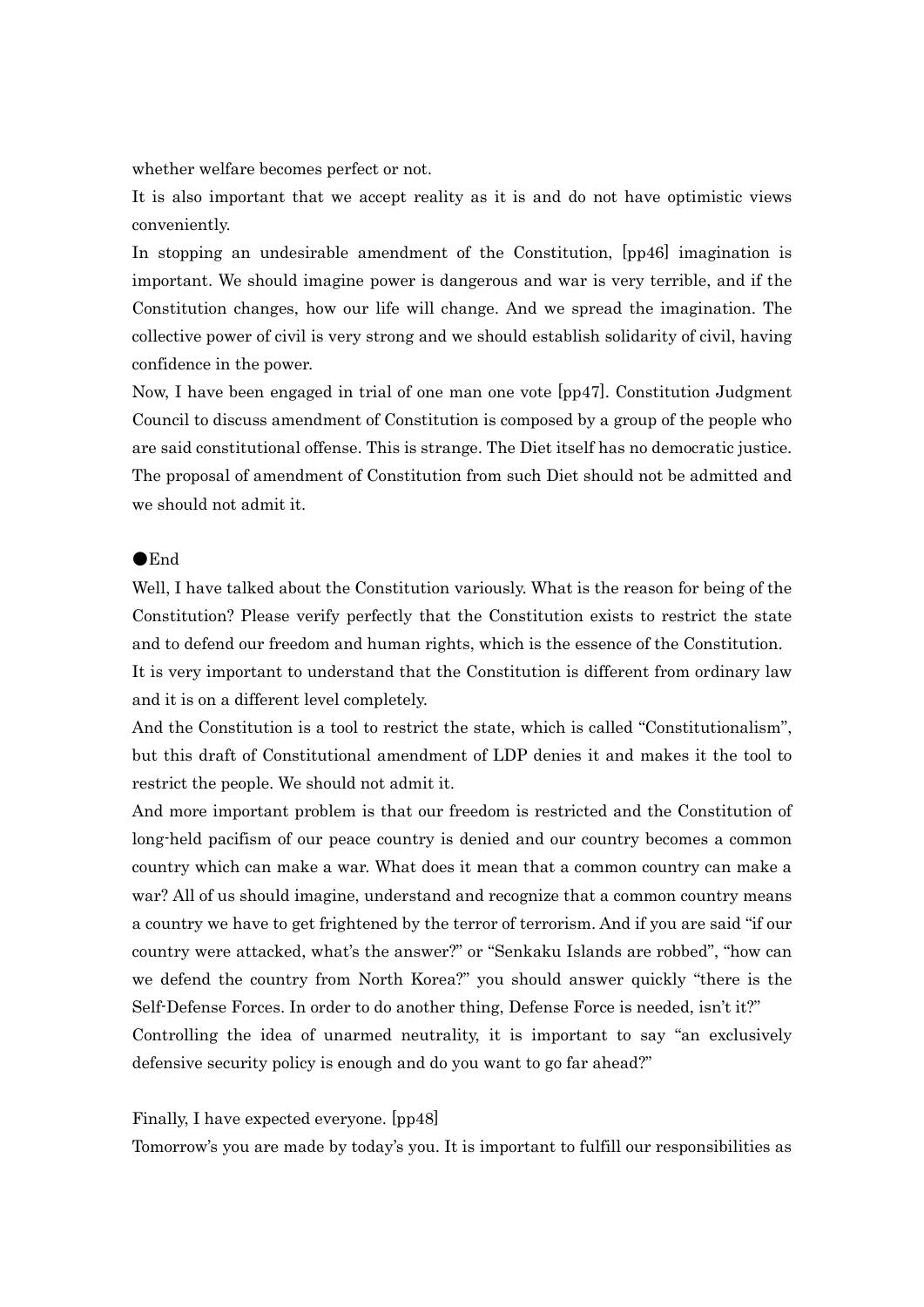whether welfare becomes perfect or not.

It is also important that we accept reality as it is and do not have optimistic views conveniently.

In stopping an undesirable amendment of the Constitution, [pp46] imagination is important. We should imagine power is dangerous and war is very terrible, and if the Constitution changes, how our life will change. And we spread the imagination. The collective power of civil is very strong and we should establish solidarity of civil, having confidence in the power.

Now, I have been engaged in trial of one man one vote [pp47]. Constitution Judgment Council to discuss amendment of Constitution is composed by a group of the people who are said constitutional offense. This is strange. The Diet itself has no democratic justice. The proposal of amendment of Constitution from such Diet should not be admitted and we should not admit it.

●End

Well, I have talked about the Constitution variously. What is the reason for being of the Constitution? Please verify perfectly that the Constitution exists to restrict the state and to defend our freedom and human rights, which is the essence of the Constitution.

It is very important to understand that the Constitution is different from ordinary law and it is on a different level completely.

And the Constitution is a tool to restrict the state, which is called "Constitutionalism", but this draft of Constitutional amendment of LDP denies it and makes it the tool to restrict the people. We should not admit it.

And more important problem is that our freedom is restricted and the Constitution of long-held pacifism of our peace country is denied and our country becomes a common country which can make a war. What does it mean that a common country can make a war? All of us should imagine, understand and recognize that a common country means a country we have to get frightened by the terror of terrorism. And if you are said "if our country were attacked, what's the answer?" or "Senkaku Islands are robbed", "how can we defend the country from North Korea?" you should answer quickly "there is the Self-Defense Forces. In order to do another thing, Defense Force is needed, isn't it?"

Controlling the idea of unarmed neutrality, it is important to say "an exclusively defensive security policy is enough and do you want to go far ahead?"

Finally, I have expected everyone. [pp48]

Tomorrow's you are made by today's you. It is important to fulfill our responsibilities as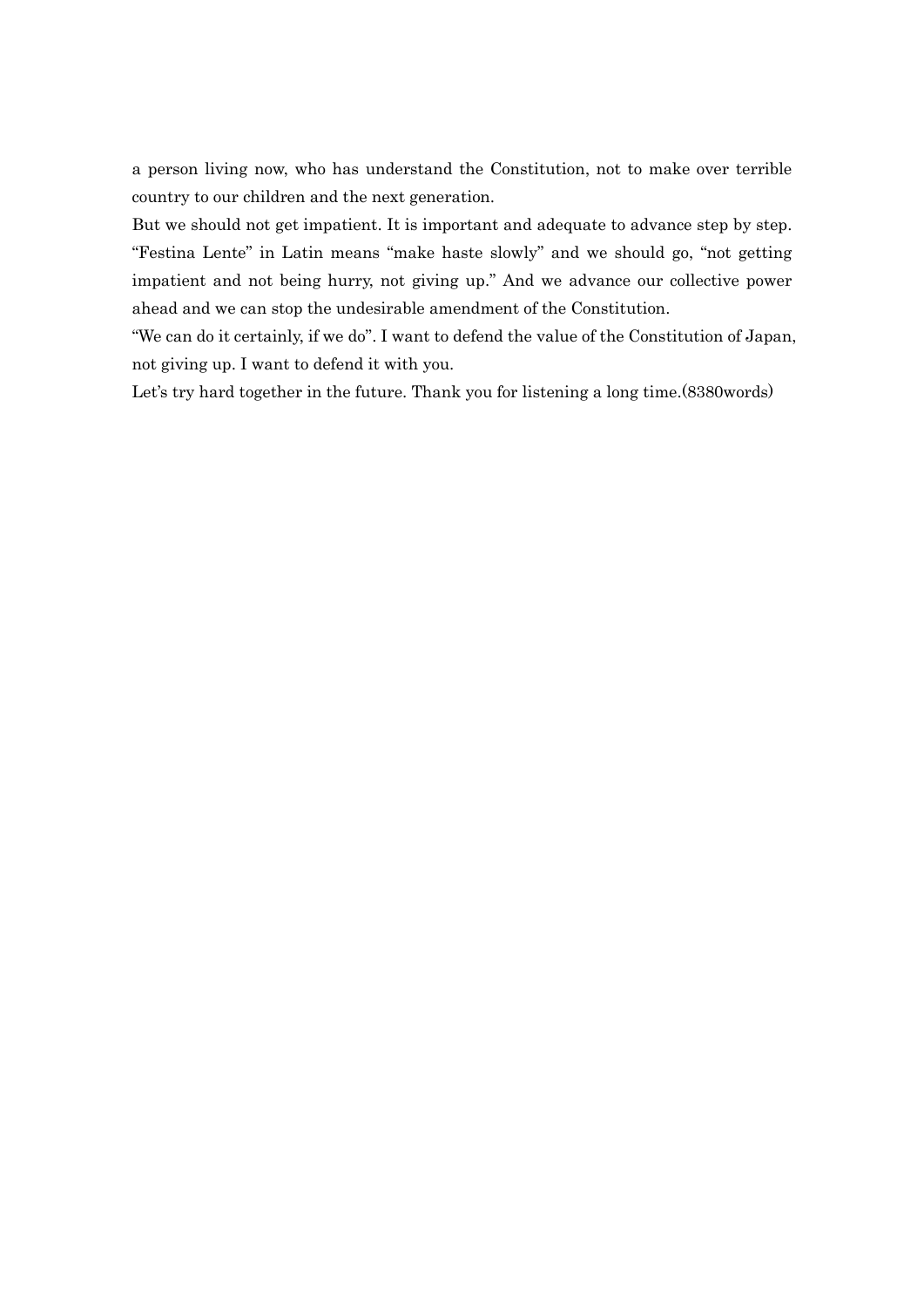a person living now, who has understand the Constitution, not to make over terrible country to our children and the next generation.

But we should not get impatient. It is important and adequate to advance step by step. "Festina Lente" in Latin means "make haste slowly" and we should go, "not getting impatient and not being hurry, not giving up." And we advance our collective power ahead and we can stop the undesirable amendment of the Constitution.

"We can do it certainly, if we do". I want to defend the value of the Constitution of Japan, not giving up. I want to defend it with you.

Let's try hard together in the future. Thank you for listening a long time.(8380words)